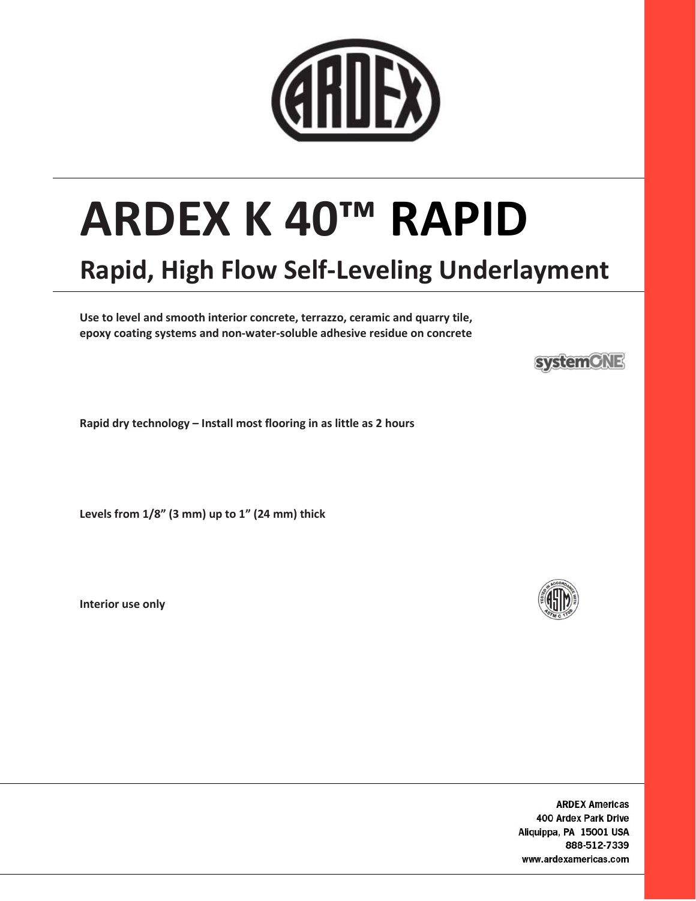# ARDEX K 40™ RAPID

## Rapid, High Flow Self-Leveling Underlayment

**Use to level and smooth interior concrete, terrazzo, ceramic and quarry tile, epoxy coating systems and non-water-soluble adhesive residue on concrete**

**Rapid dry technology – Install most flooring in as little as 2 hours**

**Levels from 1/8" (3 mm) up to 1" (24 mm) thick**

**Interior use only**

ARDEX Americas
400 Ardex Park Drive
Aliquippa, PA 15001 USA
888-512-7339
www.ardexamericas.com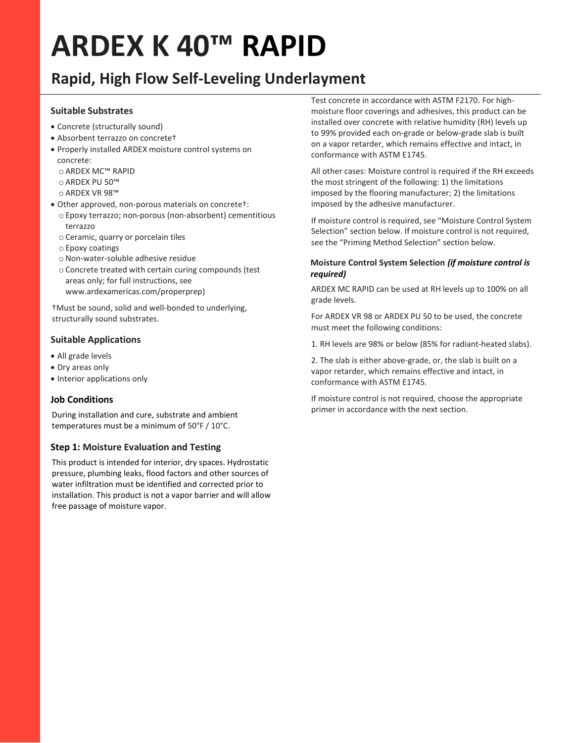# ARDEX K 40™ RAPID

## Rapid, High Flow Self-Leveling Underlayment

### Suitable Substrates

- Concrete (structurally sound)
- Absorbent terrazzo on concrete†
- Properly installed ARDEX moisture control systems on concrete:
  - ARDEX MC™ RAPID
  - ARDEX PU 50™
  - ARDEX VR 98™
- Other approved, non-porous materials on concrete†:
  - Epoxy terrazzo; non-porous (non-absorbent) cementitious terrazzo
  - Ceramic, quarry or porcelain tiles
  - Epoxy coatings
  - Non-water-soluble adhesive residue
  - Concrete treated with certain curing compounds (test areas only; for full instructions, see www.ardexamericas.com/properprep)

†Must be sound, solid and well-bonded to underlying, structurally sound substrates.

### Suitable Applications

- All grade levels
- Dry areas only
- Interior applications only

### Job Conditions

During installation and cure, substrate and ambient temperatures must be a minimum of 50°F / 10°C.

### Step 1: Moisture Evaluation and Testing

This product is intended for interior, dry spaces. Hydrostatic pressure, plumbing leaks, flood factors and other sources of water infiltration must be identified and corrected prior to installation. This product is not a vapor barrier and will allow free passage of moisture vapor.

Test concrete in accordance with ASTM F2170. For high-moisture floor coverings and adhesives, this product can be installed over concrete with relative humidity (RH) levels up to 99% provided each on-grade or below-grade slab is built on a vapor retarder, which remains effective and intact, in conformance with ASTM E1745.

All other cases: Moisture control is required if the RH exceeds the most stringent of the following: 1) the limitations imposed by the flooring manufacturer; 2) the limitations imposed by the adhesive manufacturer.

If moisture control is required, see "Moisture Control System Selection" section below. If moisture control is not required, see the "Priming Method Selection" section below.

#### Moisture Control System Selection *(if moisture control is required)*

ARDEX MC RAPID can be used at RH levels up to 100% on all grade levels.

For ARDEX VR 98 or ARDEX PU 50 to be used, the concrete must meet the following conditions:

1. RH levels are 98% or below (85% for radiant-heated slabs).

2. The slab is either above-grade, or, the slab is built on a vapor retarder, which remains effective and intact, in conformance with ASTM E1745.

If moisture control is not required, choose the appropriate primer in accordance with the next section.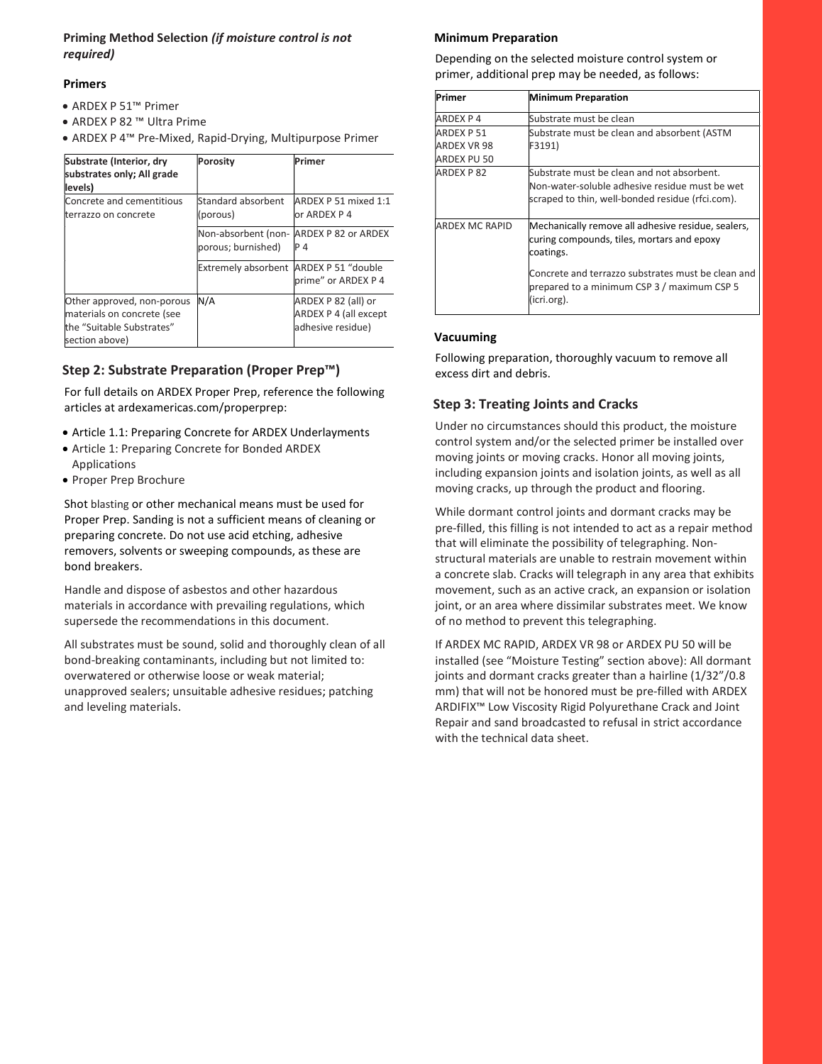**Priming Method Selection *(if moisture control is not required)***

**Primers**

- ARDEX P 51™ Primer
- ARDEX P 82 ™ Ultra Prime
- ARDEX P 4™ Pre-Mixed, Rapid-Drying, Multipurpose Primer

| Substrate (Interior, dry substrates only; All grade levels) | Porosity | Primer |
|---|---|---|
| Concrete and cementitious terrazzo on concrete | Standard absorbent (porous) | ARDEX P 51 mixed 1:1 or ARDEX P 4 |
| | Non-absorbent (non-porous; burnished) | ARDEX P 82 or ARDEX P 4 |
| | Extremely absorbent | ARDEX P 51 "double prime" or ARDEX P 4 |
| Other approved, non-porous materials on concrete (see the "Suitable Substrates" section above) | N/A | ARDEX P 82 (all) or ARDEX P 4 (all except adhesive residue) |

## Step 2: Substrate Preparation (Proper Prep™)

For full details on ARDEX Proper Prep, reference the following articles at ardexamericas.com/properprep:

- Article 1.1: Preparing Concrete for ARDEX Underlayments
- Article 1: Preparing Concrete for Bonded ARDEX Applications
- Proper Prep Brochure

Shot blasting or other mechanical means must be used for Proper Prep. Sanding is not a sufficient means of cleaning or preparing concrete. Do not use acid etching, adhesive removers, solvents or sweeping compounds, as these are bond breakers.

Handle and dispose of asbestos and other hazardous materials in accordance with prevailing regulations, which supersede the recommendations in this document.

All substrates must be sound, solid and thoroughly clean of all bond-breaking contaminants, including but not limited to: overwatered or otherwise loose or weak material; unapproved sealers; unsuitable adhesive residues; patching and leveling materials.

**Minimum Preparation**

Depending on the selected moisture control system or primer, additional prep may be needed, as follows:

| Primer | Minimum Preparation |
|---|---|
| ARDEX P 4 | Substrate must be clean |
| ARDEX P 51<br>ARDEX VR 98<br>ARDEX PU 50 | Substrate must be clean and absorbent (ASTM F3191) |
| ARDEX P 82 | Substrate must be clean and not absorbent. Non-water-soluble adhesive residue must be wet scraped to thin, well-bonded residue (rfci.com). |
| ARDEX MC RAPID | Mechanically remove all adhesive residue, sealers, curing compounds, tiles, mortars and epoxy coatings.<br><br>Concrete and terrazzo substrates must be clean and prepared to a minimum CSP 3 / maximum CSP 5 (icri.org). |

**Vacuuming**

Following preparation, thoroughly vacuum to remove all excess dirt and debris.

## Step 3: Treating Joints and Cracks

Under no circumstances should this product, the moisture control system and/or the selected primer be installed over moving joints or moving cracks. Honor all moving joints, including expansion joints and isolation joints, as well as all moving cracks, up through the product and flooring.

While dormant control joints and dormant cracks may be pre-filled, this filling is not intended to act as a repair method that will eliminate the possibility of telegraphing. Non-structural materials are unable to restrain movement within a concrete slab. Cracks will telegraph in any area that exhibits movement, such as an active crack, an expansion or isolation joint, or an area where dissimilar substrates meet. We know of no method to prevent this telegraphing.

If ARDEX MC RAPID, ARDEX VR 98 or ARDEX PU 50 will be installed (see "Moisture Testing" section above): All dormant joints and dormant cracks greater than a hairline (1/32"/0.8 mm) that will not be honored must be pre-filled with ARDEX ARDIFIX™ Low Viscosity Rigid Polyurethane Crack and Joint Repair and sand broadcasted to refusal in strict accordance with the technical data sheet.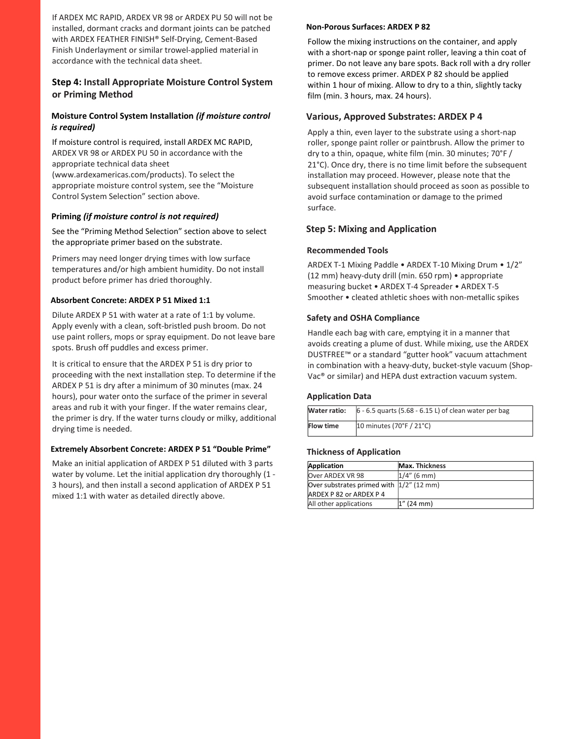If ARDEX MC RAPID, ARDEX VR 98 or ARDEX PU 50 will not be installed, dormant cracks and dormant joints can be patched with ARDEX FEATHER FINISH® Self-Drying, Cement-Based Finish Underlayment or similar trowel-applied material in accordance with the technical data sheet.

## Step 4: Install Appropriate Moisture Control System or Priming Method

### Moisture Control System Installation *(if moisture control is required)*

If moisture control is required, install ARDEX MC RAPID, ARDEX VR 98 or ARDEX PU 50 in accordance with the appropriate technical data sheet (www.ardexamericas.com/products). To select the appropriate moisture control system, see the "Moisture Control System Selection" section above.

### Priming *(if moisture control is not required)*

See the "Priming Method Selection" section above to select the appropriate primer based on the substrate.

Primers may need longer drying times with low surface temperatures and/or high ambient humidity. Do not install product before primer has dried thoroughly.

#### Absorbent Concrete: ARDEX P 51 Mixed 1:1

Dilute ARDEX P 51 with water at a rate of 1:1 by volume. Apply evenly with a clean, soft-bristled push broom. Do not use paint rollers, mops or spray equipment. Do not leave bare spots. Brush off puddles and excess primer.

It is critical to ensure that the ARDEX P 51 is dry prior to proceeding with the next installation step. To determine if the ARDEX P 51 is dry after a minimum of 30 minutes (max. 24 hours), pour water onto the surface of the primer in several areas and rub it with your finger. If the water remains clear, the primer is dry. If the water turns cloudy or milky, additional drying time is needed.

#### Extremely Absorbent Concrete: ARDEX P 51 "Double Prime"

Make an initial application of ARDEX P 51 diluted with 3 parts water by volume. Let the initial application dry thoroughly (1 - 3 hours), and then install a second application of ARDEX P 51 mixed 1:1 with water as detailed directly above.

#### Non-Porous Surfaces: ARDEX P 82

Follow the mixing instructions on the container, and apply with a short-nap or sponge paint roller, leaving a thin coat of primer. Do not leave any bare spots. Back roll with a dry roller to remove excess primer. ARDEX P 82 should be applied within 1 hour of mixing. Allow to dry to a thin, slightly tacky film (min. 3 hours, max. 24 hours).

### Various, Approved Substrates: ARDEX P 4

Apply a thin, even layer to the substrate using a short-nap roller, sponge paint roller or paintbrush. Allow the primer to dry to a thin, opaque, white film (min. 30 minutes; 70°F / 21°C). Once dry, there is no time limit before the subsequent installation may proceed. However, please note that the subsequent installation should proceed as soon as possible to avoid surface contamination or damage to the primed surface.

## Step 5: Mixing and Application

### Recommended Tools

ARDEX T-1 Mixing Paddle • ARDEX T-10 Mixing Drum • 1/2" (12 mm) heavy-duty drill (min. 650 rpm) • appropriate measuring bucket • ARDEX T-4 Spreader • ARDEX T-5 Smoother • cleated athletic shoes with non-metallic spikes

### Safety and OSHA Compliance

Handle each bag with care, emptying it in a manner that avoids creating a plume of dust. While mixing, use the ARDEX DUSTFREE™ or a standard "gutter hook" vacuum attachment in combination with a heavy-duty, bucket-style vacuum (Shop-Vac® or similar) and HEPA dust extraction vacuum system.

### Application Data

| | |
|---|---|
| **Water ratio:** | 6 - 6.5 quarts (5.68 - 6.15 L) of clean water per bag |
| **Flow time** | 10 minutes (70°F / 21°C) |

### Thickness of Application

| Application | Max. Thickness |
|---|---|
| Over ARDEX VR 98 | 1/4" (6 mm) |
| Over substrates primed with ARDEX P 82 or ARDEX P 4 | 1/2" (12 mm) |
| All other applications | 1" (24 mm) |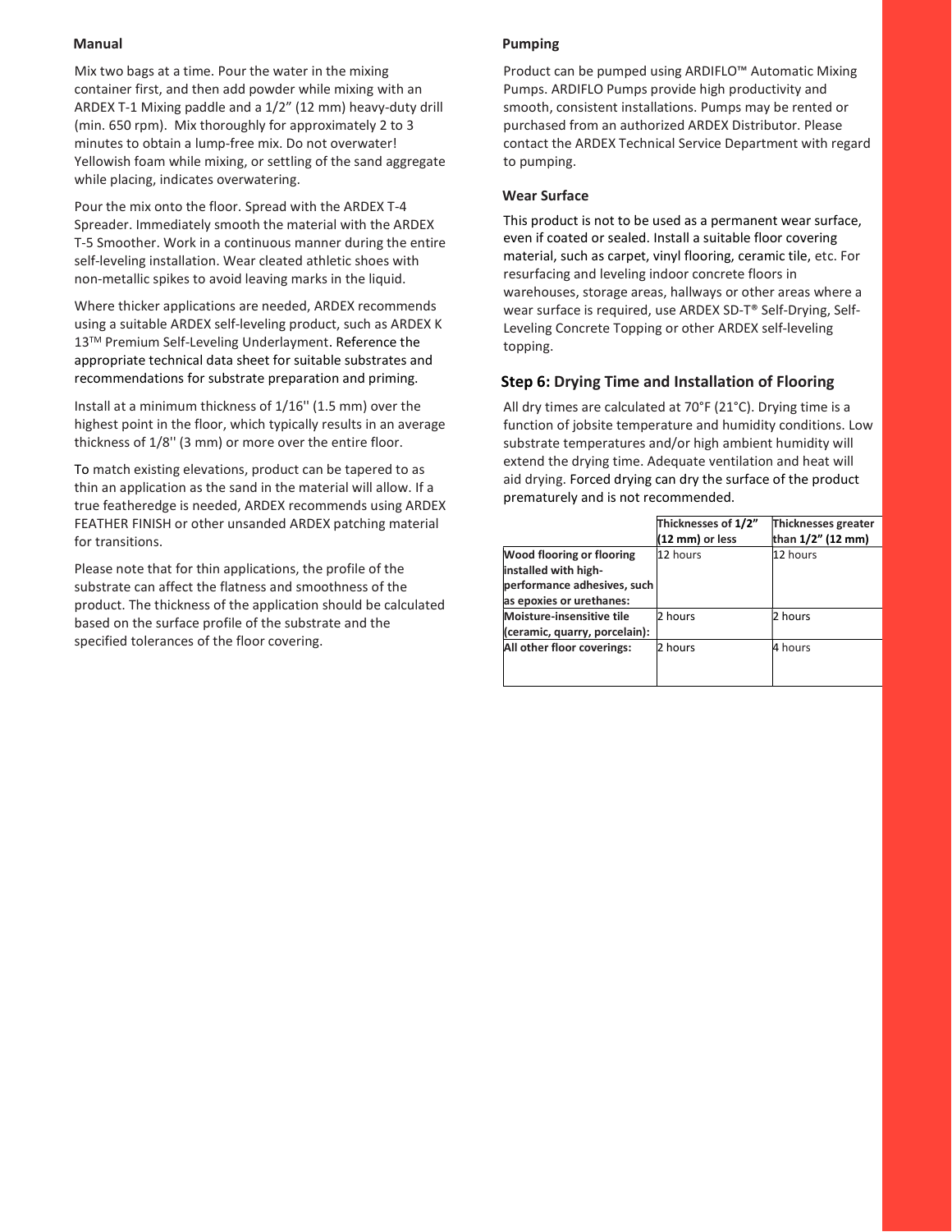### Manual

Mix two bags at a time. Pour the water in the mixing container first, and then add powder while mixing with an ARDEX T-1 Mixing paddle and a 1/2" (12 mm) heavy-duty drill (min. 650 rpm). Mix thoroughly for approximately 2 to 3 minutes to obtain a lump-free mix. Do not overwater! Yellowish foam while mixing, or settling of the sand aggregate while placing, indicates overwatering.

Pour the mix onto the floor. Spread with the ARDEX T-4 Spreader. Immediately smooth the material with the ARDEX T-5 Smoother. Work in a continuous manner during the entire self-leveling installation. Wear cleated athletic shoes with non-metallic spikes to avoid leaving marks in the liquid.

Where thicker applications are needed, ARDEX recommends using a suitable ARDEX self-leveling product, such as ARDEX K 13™ Premium Self-Leveling Underlayment. Reference the appropriate technical data sheet for suitable substrates and recommendations for substrate preparation and priming.

Install at a minimum thickness of 1/16'' (1.5 mm) over the highest point in the floor, which typically results in an average thickness of 1/8'' (3 mm) or more over the entire floor.

To match existing elevations, product can be tapered to as thin an application as the sand in the material will allow. If a true featheredge is needed, ARDEX recommends using ARDEX FEATHER FINISH or other unsanded ARDEX patching material for transitions.

Please note that for thin applications, the profile of the substrate can affect the flatness and smoothness of the product. The thickness of the application should be calculated based on the surface profile of the substrate and the specified tolerances of the floor covering.

### Pumping

Product can be pumped using ARDIFLO™ Automatic Mixing Pumps. ARDIFLO Pumps provide high productivity and smooth, consistent installations. Pumps may be rented or purchased from an authorized ARDEX Distributor. Please contact the ARDEX Technical Service Department with regard to pumping.

### Wear Surface

This product is not to be used as a permanent wear surface, even if coated or sealed. Install a suitable floor covering material, such as carpet, vinyl flooring, ceramic tile, etc. For resurfacing and leveling indoor concrete floors in warehouses, storage areas, hallways or other areas where a wear surface is required, use ARDEX SD-T® Self-Drying, Self-Leveling Concrete Topping or other ARDEX self-leveling topping.

## Step 6: Drying Time and Installation of Flooring

All dry times are calculated at 70°F (21°C). Drying time is a function of jobsite temperature and humidity conditions. Low substrate temperatures and/or high ambient humidity will extend the drying time. Adequate ventilation and heat will aid drying. Forced drying can dry the surface of the product prematurely and is not recommended.

| | **Thicknesses of 1/2" (12 mm) or less** | **Thicknesses greater than 1/2" (12 mm)** |
|---|---|---|
| **Wood flooring or flooring installed with high-performance adhesives, such as epoxies or urethanes:** | 12 hours | 12 hours |
| **Moisture-insensitive tile (ceramic, quarry, porcelain):** | 2 hours | 2 hours |
| **All other floor coverings:** | 2 hours | 4 hours |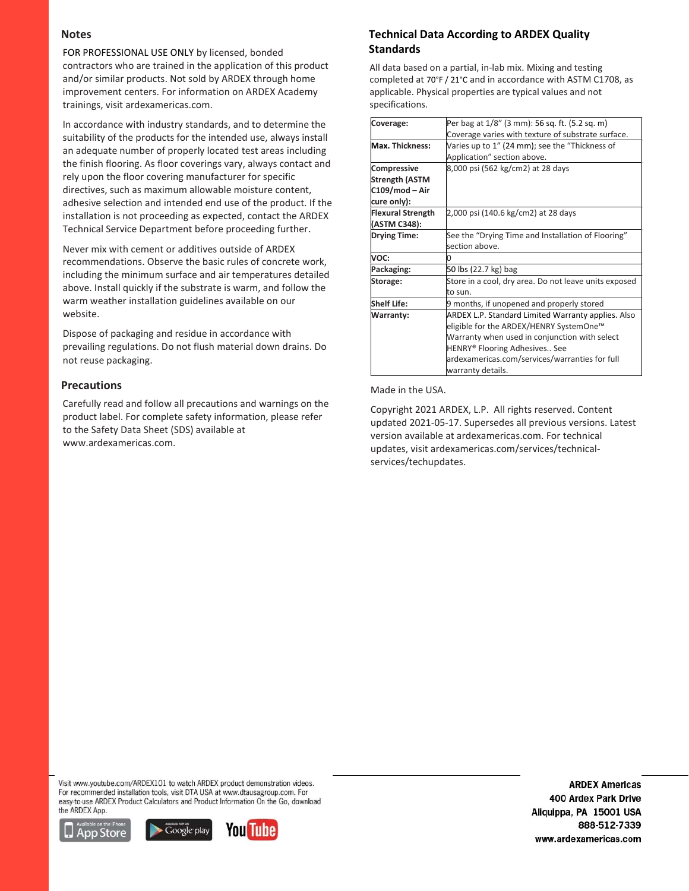## Notes

FOR PROFESSIONAL USE ONLY by licensed, bonded contractors who are trained in the application of this product and/or similar products. Not sold by ARDEX through home improvement centers. For information on ARDEX Academy trainings, visit ardexamericas.com.

In accordance with industry standards, and to determine the suitability of the products for the intended use, always install an adequate number of properly located test areas including the finish flooring. As floor coverings vary, always contact and rely upon the floor covering manufacturer for specific directives, such as maximum allowable moisture content, adhesive selection and intended end use of the product. If the installation is not proceeding as expected, contact the ARDEX Technical Service Department before proceeding further.

Never mix with cement or additives outside of ARDEX recommendations. Observe the basic rules of concrete work, including the minimum surface and air temperatures detailed above. Install quickly if the substrate is warm, and follow the warm weather installation guidelines available on our website.

Dispose of packaging and residue in accordance with prevailing regulations. Do not flush material down drains. Do not reuse packaging.

## Precautions

Carefully read and follow all precautions and warnings on the product label. For complete safety information, please refer to the Safety Data Sheet (SDS) available at www.ardexamericas.com.

## Technical Data According to ARDEX Quality Standards

All data based on a partial, in-lab mix. Mixing and testing completed at 70°F / 21°C and in accordance with ASTM C1708, as applicable. Physical properties are typical values and not specifications.

| | |
|---|---|
| **Coverage:** | Per bag at 1/8" (3 mm): 56 sq. ft. (5.2 sq. m) Coverage varies with texture of substrate surface. |
| **Max. Thickness:** | Varies up to 1" (24 mm); see the "Thickness of Application" section above. |
| **Compressive Strength (ASTM C109/mod – Air cure only):** | 8,000 psi (562 kg/cm2) at 28 days |
| **Flexural Strength (ASTM C348):** | 2,000 psi (140.6 kg/cm2) at 28 days |
| **Drying Time:** | See the "Drying Time and Installation of Flooring" section above. |
| **VOC:** | 0 |
| **Packaging:** | 50 lbs (22.7 kg) bag |
| **Storage:** | Store in a cool, dry area. Do not leave units exposed to sun. |
| **Shelf Life:** | 9 months, if unopened and properly stored |
| **Warranty:** | ARDEX L.P. Standard Limited Warranty applies. Also eligible for the ARDEX/HENRY SystemOne™ Warranty when used in conjunction with select HENRY® Flooring Adhesives.. See ardexamericas.com/services/warranties for full warranty details. |

Made in the USA.

Copyright 2021 ARDEX, L.P. All rights reserved. Content updated 2021-05-17. Supersedes all previous versions. Latest version available at ardexamericas.com. For technical updates, visit ardexamericas.com/services/technical-services/techupdates.

Visit www.youtube.com/ARDEX101 to watch ARDEX product demonstration videos. For recommended installation tools, visit DTA USA at www.dtausagroup.com. For easy-to-use ARDEX Product Calculators and Product Information On the Go, download the ARDEX App.

Available on the iPhone App Store | Android App on Google play | YouTube

**ARDEX Americas**
**400 Ardex Park Drive**
**Aliquippa, PA 15001 USA**
**888-512-7339**
**www.ardexamericas.com**